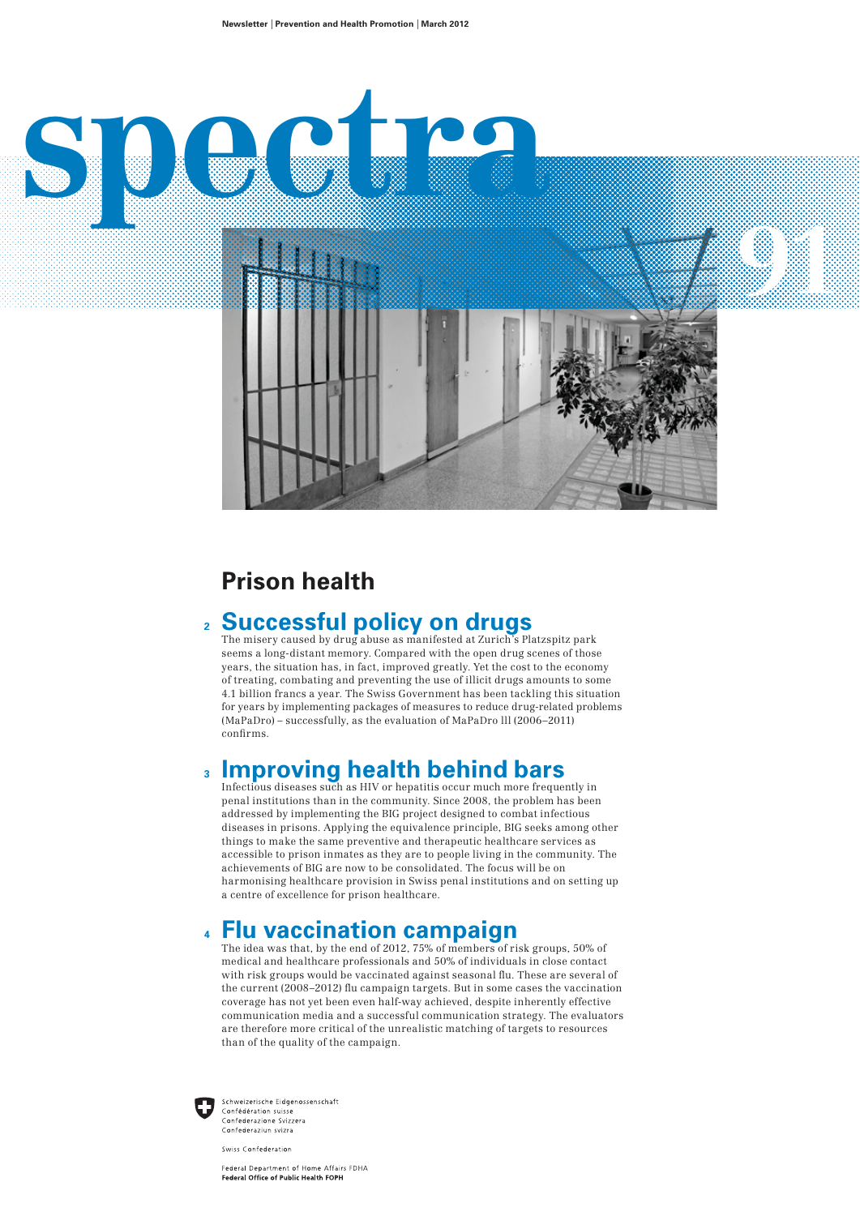Newsletter | Prevention and Health Promotion | March 2012

# spectra

91

## Prison health

### 2 Successful policy on drugs

The misery caused by drug abuse as manifested at Zurich's Platzspitz park seems a long-distant memory. Compared with the open drug scenes of those years, the situation has, in fact, improved greatly. Yet the cost to the economy of treating, combating and preventing the use of illicit drugs amounts to some 4.1 billion francs a year. The Swiss Government has been tackling this situation for years by implementing packages of measures to reduce drug-related problems (MaPaDro) – successfully, as the evaluation of MaPaDro lll (2006–2011) confirms.

### 3 Improving health behind bars

Infectious diseases such as HIV or hepatitis occur much more frequently in penal institutions than in the community. Since 2008, the problem has been addressed by implementing the BIG project designed to combat infectious diseases in prisons. Applying the equivalence principle, BIG seeks among other things to make the same preventive and therapeutic healthcare services as accessible to prison inmates as they are to people living in the community. The achievements of BIG are now to be consolidated. The focus will be on harmonising healthcare provision in Swiss penal institutions and on setting up a centre of excellence for prison healthcare.

### 4 Flu vaccination campaign

The idea was that, by the end of 2012, 75% of members of risk groups, 50% of medical and healthcare professionals and 50% of individuals in close contact with risk groups would be vaccinated against seasonal flu. These are several of the current (2008–2012) flu campaign targets. But in some cases the vaccination coverage has not yet been even half-way achieved, despite inherently effective communication media and a successful communication strategy. The evaluators are therefore more critical of the unrealistic matching of targets to resources than of the quality of the campaign.

Schweizerische Eidgenossenschaft
Confédération suisse
Confederazione Svizzera
Confederaziun svizra

Swiss Confederation

Federal Department of Home Affairs FDHA
**Federal Office of Public Health FOPH**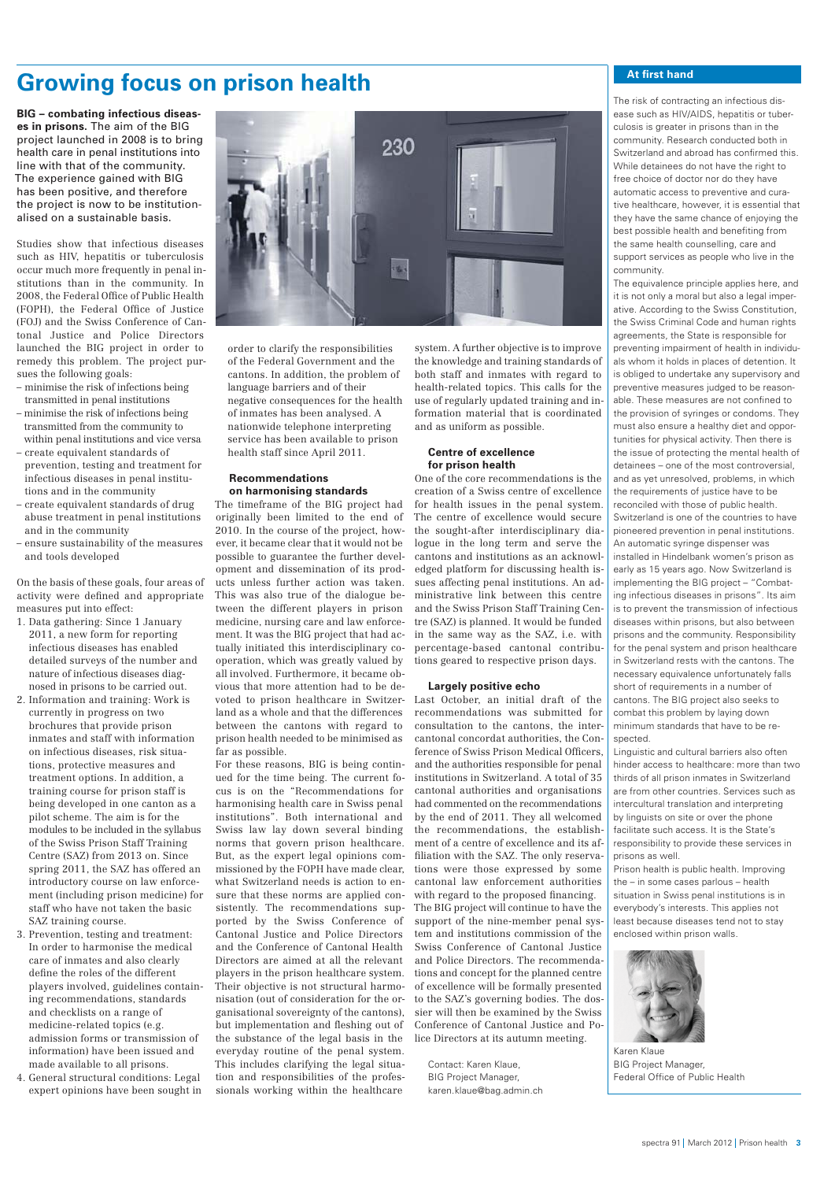# Growing focus on prison health

**BIG – combating infectious diseases in prisons.** The aim of the BIG project launched in 2008 is to bring health care in penal institutions into line with that of the community. The experience gained with BIG has been positive, and therefore the project is now to be institutionalised on a sustainable basis.

Studies show that infectious diseases such as HIV, hepatitis or tuberculosis occur much more frequently in penal institutions than in the community. In 2008, the Federal Office of Public Health (FOPH), the Federal Office of Justice (FOJ) and the Swiss Conference of Cantonal Justice and Police Directors launched the BIG project in order to remedy this problem. The project pursues the following goals:

- minimise the risk of infections being transmitted in penal institutions
- minimise the risk of infections being transmitted from the community to within penal institutions and vice versa
- create equivalent standards of prevention, testing and treatment for infectious diseases in penal institutions and in the community
- create equivalent standards of drug abuse treatment in penal institutions and in the community
- ensure sustainability of the measures and tools developed

On the basis of these goals, four areas of activity were defined and appropriate measures put into effect:

1. Data gathering: Since 1 January 2011, a new form for reporting infectious diseases has enabled detailed surveys of the number and nature of infectious diseases diagnosed in prisons to be carried out.
2. Information and training: Work is currently in progress on two brochures that provide prison inmates and staff with information on infectious diseases, risk situations, protective measures and treatment options. In addition, a training course for prison staff is being developed in one canton as a pilot scheme. The aim is for the modules to be included in the syllabus of the Swiss Prison Staff Training Centre (SAZ) from 2013 on. Since spring 2011, the SAZ has offered an introductory course on law enforcement (including prison medicine) for staff who have not taken the basic SAZ training course.
3. Prevention, testing and treatment: In order to harmonise the medical care of inmates and also clearly define the roles of the different players involved, guidelines containing recommendations, standards and checklists on a range of medicine-related topics (e.g. admission forms or transmission of information) have been issued and made available to all prisons.
4. General structural conditions: Legal expert opinions have been sought in order to clarify the responsibilities of the Federal Government and the cantons. In addition, the problem of language barriers and of their negative consequences for the health of inmates has been analysed. A nationwide telephone interpreting service has been available to prison health staff since April 2011.

### Recommendations on harmonising standards

The timeframe of the BIG project had originally been limited to the end of 2010. In the course of the project, however, it became clear that it would not be possible to guarantee the further development and dissemination of its products unless further action was taken. This was also true of the dialogue between the different players in prison medicine, nursing care and law enforcement. It was the BIG project that had actually initiated this interdisciplinary cooperation, which was greatly valued by all involved. Furthermore, it became obvious that more attention had to be devoted to prison healthcare in Switzerland as a whole and that the differences between the cantons with regard to prison health needed to be minimised as far as possible.

For these reasons, BIG is being continued for the time being. The current focus is on the "Recommendations for harmonising health care in Swiss penal institutions". Both international and Swiss law lay down several binding norms that govern prison healthcare. But, as the expert legal opinions commissioned by the FOPH have made clear, what Switzerland needs is action to ensure that these norms are applied consistently. The recommendations supported by the Swiss Conference of Cantonal Justice and Police Directors and the Conference of Cantonal Health Directors are aimed at all the relevant players in the prison healthcare system. Their objective is not structural harmonisation (out of consideration for the organisational sovereignty of the cantons), but implementation and fleshing out of the substance of the legal basis in the everyday routine of the penal system. This includes clarifying the legal situation and responsibilities of the professionals working within the healthcare system. A further objective is to improve the knowledge and training standards of both staff and inmates with regard to health-related topics. This calls for the use of regularly updated training and information material that is coordinated and as uniform as possible.

### Centre of excellence for prison health

One of the core recommendations is the creation of a Swiss centre of excellence for health issues in the penal system. The centre of excellence would secure the sought-after interdisciplinary dialogue in the long term and serve the cantons and institutions as an acknowledged platform for discussing health issues affecting penal institutions. An administrative link between this centre and the Swiss Prison Staff Training Centre (SAZ) is planned. It would be funded in the same way as the SAZ, i.e. with percentage-based cantonal contributions geared to respective prison days.

### Largely positive echo

Last October, an initial draft of the recommendations was submitted for consultation to the cantons, the intercantonal concordat authorities, the Conference of Swiss Prison Medical Officers, and the authorities responsible for penal institutions in Switzerland. A total of 35 cantonal authorities and organisations had commented on the recommendations by the end of 2011. They all welcomed the recommendations, the establishment of a centre of excellence and its affiliation with the SAZ. The only reservations were those expressed by some cantonal law enforcement authorities with regard to the proposed financing.

The BIG project will continue to have the support of the nine-member penal system and institutions commission of the Swiss Conference of Cantonal Justice and Police Directors. The recommendations and concept for the planned centre of excellence will be formally presented to the SAZ's governing bodies. The dossier will then be examined by the Swiss Conference of Cantonal Justice and Police Directors at its autumn meeting.

Contact: Karen Klaue,
BIG Project Manager,
karen.klaue@bag.admin.ch

## At first hand

The risk of contracting an infectious disease such as HIV/AIDS, hepatitis or tuberculosis is greater in prisons than in the community. Research conducted both in Switzerland and abroad has confirmed this. While detainees do not have the right to free choice of doctor nor do they have automatic access to preventive and curative healthcare, however, it is essential that they have the same chance of enjoying the best possible health and benefiting from the same health counselling, care and support services as people who live in the community.

The equivalence principle applies here, and it is not only a moral but also a legal imperative. According to the Swiss Constitution, the Swiss Criminal Code and human rights agreements, the State is responsible for preventing impairment of health in individuals whom it holds in places of detention. It is obliged to undertake any supervisory and preventive measures judged to be reasonable. These measures are not confined to the provision of syringes or condoms. They must also ensure a healthy diet and opportunities for physical activity. Then there is the issue of protecting the mental health of detainees – one of the most controversial, and as yet unresolved, problems, in which the requirements of justice have to be reconciled with those of public health.

Switzerland is one of the countries to have pioneered prevention in penal institutions. An automatic syringe dispenser was installed in Hindelbank women's prison as early as 15 years ago. Now Switzerland is implementing the BIG project – "Combating infectious diseases in prisons". Its aim is to prevent the transmission of infectious diseases within prisons, but also between prisons and the community. Responsibility for the penal system and prison healthcare in Switzerland rests with the cantons. The necessary equivalence unfortunately falls short of requirements in a number of cantons. The BIG project also seeks to combat this problem by laying down minimum standards that have to be respected.

Linguistic and cultural barriers also often hinder access to healthcare: more than two thirds of all prison inmates in Switzerland are from other countries. Services such as intercultural translation and interpreting by linguists on site or over the phone facilitate such access. It is the State's responsibility to provide these services in prisons as well.

Prison health is public health. Improving the – in some cases parlous – health situation in Swiss penal institutions is in everybody's interests. This applies not least because diseases tend not to stay enclosed within prison walls.

Karen Klaue
BIG Project Manager,
Federal Office of Public Health